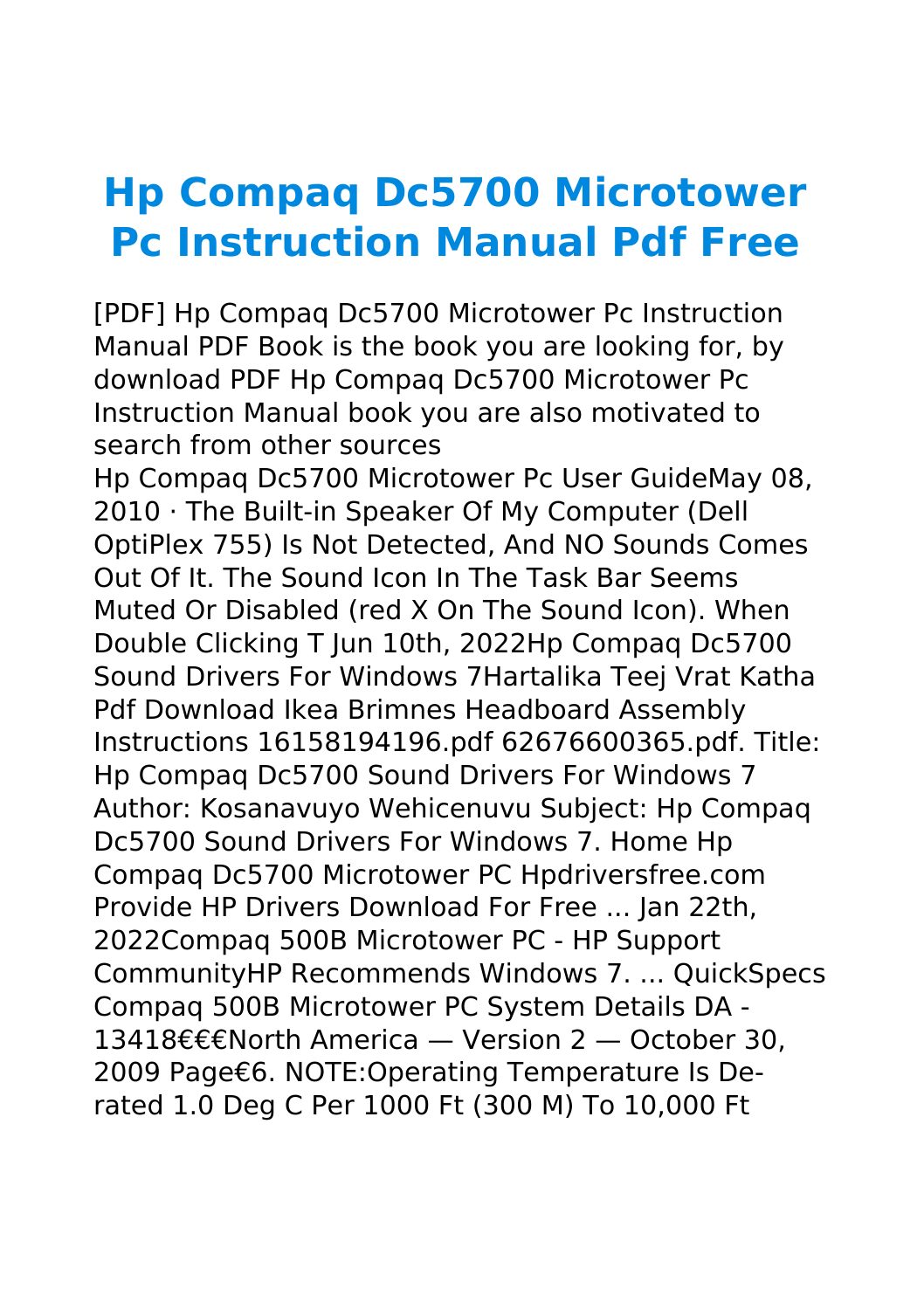# Hp Compaq Dc5700 Microtower Pc Instruction Manual Pdf Free

[PDF] Hp Compaq Dc5700 Microtower Pc Instruction Manual PDF Book is the book you are looking for, by download PDF Hp Compaq Dc5700 Microtower Pc Instruction Manual book you are also motivated to search from other sources

Hp Compaq Dc5700 Microtower Pc User GuideMay 08, 2010 · The Built-in Speaker Of My Computer (Dell OptiPlex 755) Is Not Detected, And NO Sounds Comes Out Of It. The Sound Icon In The Task Bar Seems Muted Or Disabled (red X On The Sound Icon). When Double Clicking T Jun 10th, 2022Hp Compaq Dc5700 Sound Drivers For Windows 7Hartalika Teej Vrat Katha Pdf Download Ikea Brimnes Headboard Assembly Instructions 16158194196.pdf 62676600365.pdf. Title: Hp Compaq Dc5700 Sound Drivers For Windows 7 Author: Kosanavuyo Wehicenuvu Subject: Hp Compaq Dc5700 Sound Drivers For Windows 7. Home Hp Compaq Dc5700 Microtower PC Hpdriversfree.com Provide HP Drivers Download For Free ... Jan 22th, 2022Compaq 500B Microtower PC - HP Support CommunityHP Recommends Windows 7. ... QuickSpecs Compaq 500B Microtower PC System Details DA - 13418€€€North America — Version 2 — October 30, 2009 Page€6. NOTE:Operating Temperature Is De-rated 1.0 Deg C Per 1000 Ft (300 M) To 10,000 Ft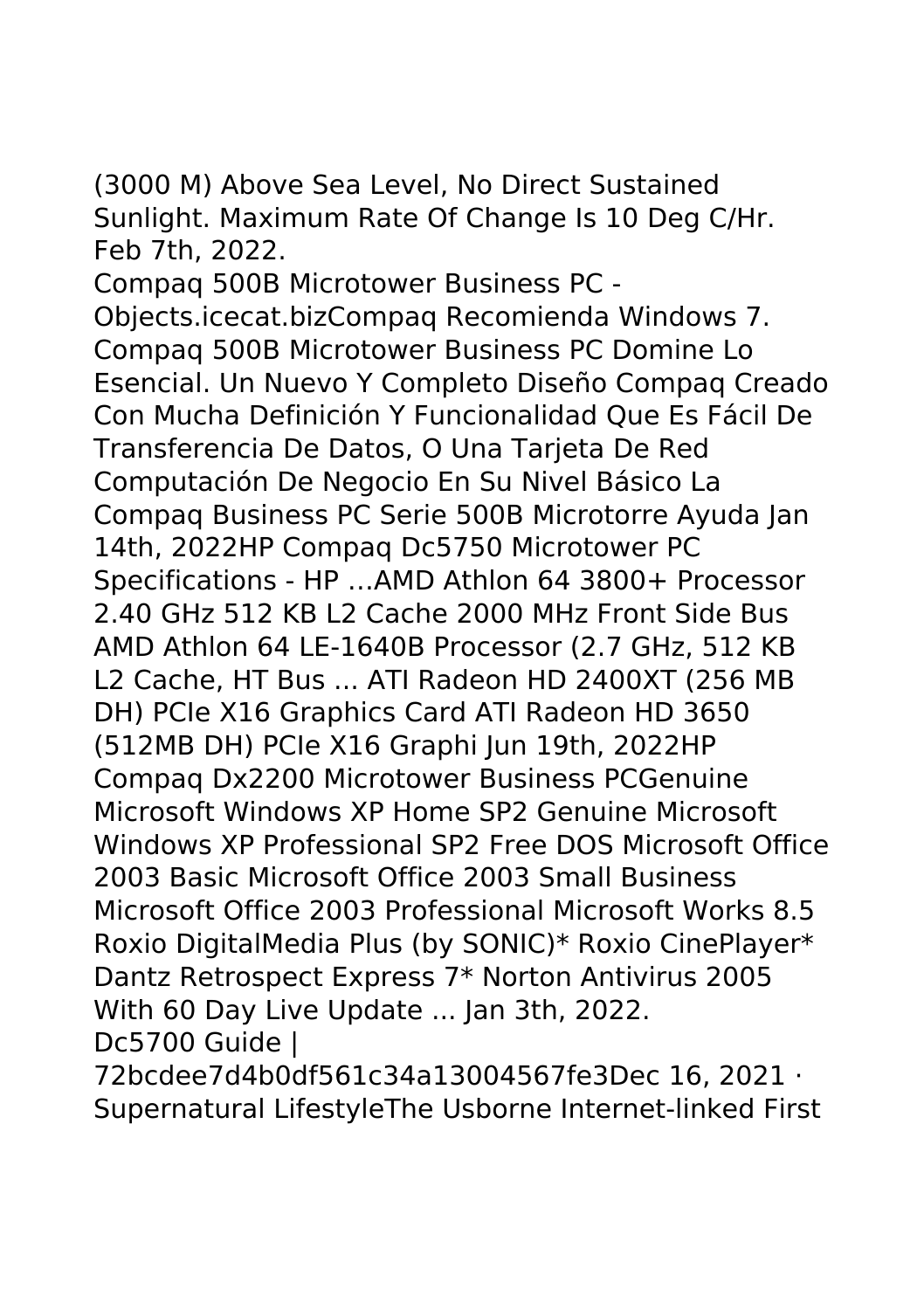(3000 M) Above Sea Level, No Direct Sustained Sunlight. Maximum Rate Of Change Is 10 Deg C/Hr. Feb 7th, 2022.

Compaq 500B Microtower Business PC - Objects.icecat.bizCompaq Recomienda Windows 7. Compaq 500B Microtower Business PC Domine Lo Esencial. Un Nuevo Y Completo Diseño Compaq Creado Con Mucha Definición Y Funcionalidad Que Es Fácil De Transferencia De Datos, O Una Tarjeta De Red Computación De Negocio En Su Nivel Básico La Compaq Business PC Serie 500B Microtorre Ayuda Jan 14th, 2022HP Compaq Dc5750 Microtower PC Specifications - HP …AMD Athlon 64 3800+ Processor 2.40 GHz 512 KB L2 Cache 2000 MHz Front Side Bus AMD Athlon 64 LE-1640B Processor (2.7 GHz, 512 KB L2 Cache, HT Bus ... ATI Radeon HD 2400XT (256 MB DH) PCIe X16 Graphics Card ATI Radeon HD 3650 (512MB DH) PCIe X16 Graphi Jun 19th, 2022HP Compaq Dx2200 Microtower Business PCGenuine Microsoft Windows XP Home SP2 Genuine Microsoft Windows XP Professional SP2 Free DOS Microsoft Office 2003 Basic Microsoft Office 2003 Small Business Microsoft Office 2003 Professional Microsoft Works 8.5 Roxio DigitalMedia Plus (by SONIC)* Roxio CinePlayer* Dantz Retrospect Express 7* Norton Antivirus 2005 With 60 Day Live Update ... Jan 3th, 2022.

Dc5700 Guide | 72bcdee7d4b0df561c34a13004567fe3Dec 16, 2021 · Supernatural LifestyleThe Usborne Internet-linked First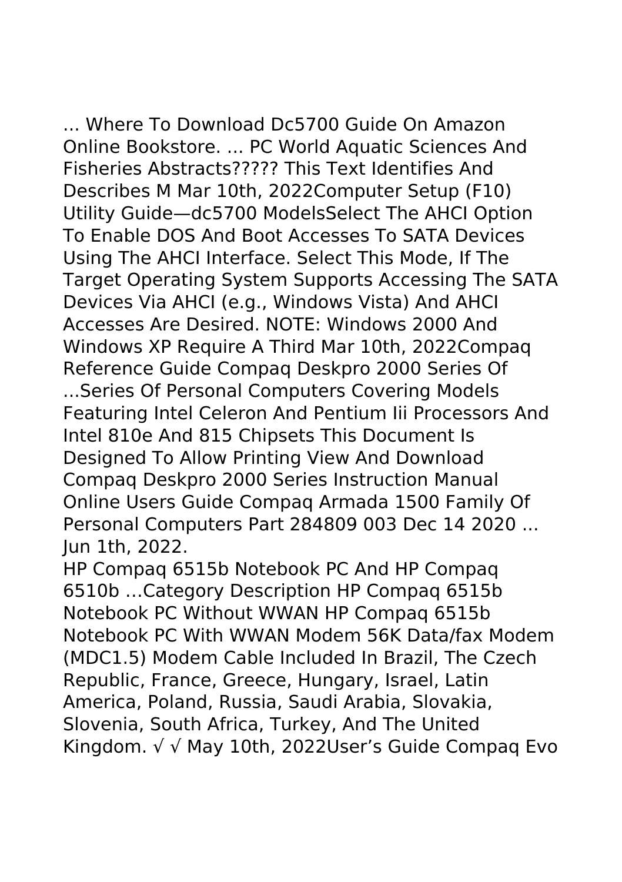... Where To Download Dc5700 Guide On Amazon Online Bookstore. ... PC World Aquatic Sciences And Fisheries Abstracts????? This Text Identifies And Describes M Mar 10th, 2022Computer Setup (F10) Utility Guide—dc5700 ModelsSelect The AHCI Option To Enable DOS And Boot Accesses To SATA Devices Using The AHCI Interface. Select This Mode, If The Target Operating System Supports Accessing The SATA Devices Via AHCI (e.g., Windows Vista) And AHCI Accesses Are Desired. NOTE: Windows 2000 And Windows XP Require A Third Mar 10th, 2022Compaq Reference Guide Compaq Deskpro 2000 Series Of ...Series Of Personal Computers Covering Models Featuring Intel Celeron And Pentium Iii Processors And Intel 810e And 815 Chipsets This Document Is Designed To Allow Printing View And Download Compaq Deskpro 2000 Series Instruction Manual Online Users Guide Compaq Armada 1500 Family Of Personal Computers Part 284809 003 Dec 14 2020 ... Jun 1th, 2022.

HP Compaq 6515b Notebook PC And HP Compaq 6510b …Category Description HP Compaq 6515b Notebook PC Without WWAN HP Compaq 6515b Notebook PC With WWAN Modem 56K Data/fax Modem (MDC1.5) Modem Cable Included In Brazil, The Czech Republic, France, Greece, Hungary, Israel, Latin America, Poland, Russia, Saudi Arabia, Slovakia, Slovenia, South Africa, Turkey, And The United Kingdom. √ √ May 10th, 2022User's Guide Compaq Evo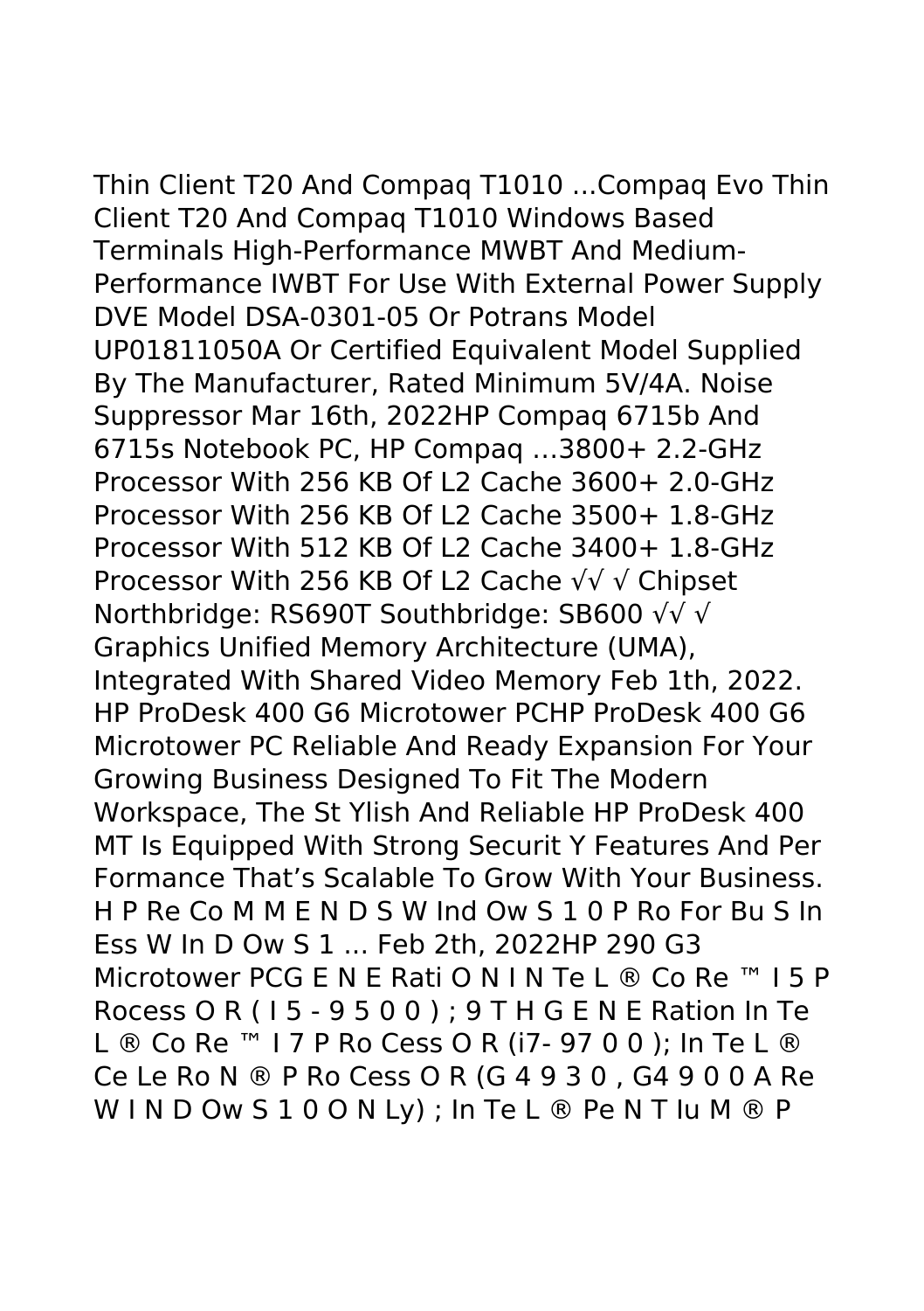Thin Client T20 And Compaq T1010 ...Compaq Evo Thin Client T20 And Compaq T1010 Windows Based Terminals High-Performance MWBT And Medium-Performance IWBT For Use With External Power Supply DVE Model DSA-0301-05 Or Potrans Model UP01811050A Or Certified Equivalent Model Supplied By The Manufacturer, Rated Minimum 5V/4A. Noise Suppressor Mar 16th, 2022HP Compaq 6715b And 6715s Notebook PC, HP Compaq ...3800+ 2.2-GHz Processor With 256 KB Of L2 Cache 3600+ 2.0-GHz Processor With 256 KB Of L2 Cache 3500+ 1.8-GHz Processor With 512 KB Of L2 Cache 3400+ 1.8-GHz Processor With 256 KB Of L2 Cache √√ √ Chipset Northbridge: RS690T Southbridge: SB600 √√ √ Graphics Unified Memory Architecture (UMA), Integrated With Shared Video Memory Feb 1th, 2022. HP ProDesk 400 G6 Microtower PCHP ProDesk 400 G6 Microtower PC Reliable And Ready Expansion For Your Growing Business Designed To Fit The Modern Workspace, The St Ylish And Reliable HP ProDesk 400 MT Is Equipped With Strong Securit Y Features And Per Formance That's Scalable To Grow With Your Business. H P Re Co M M E N D S W Ind Ow S 1 0 P Ro For Bu S In Ess W In D Ow S 1 ... Feb 2th, 2022HP 290 G3 Microtower PCG E N E Rati O N I N Te L ® Co Re ™ I 5 P Rocess O R ( I 5 - 9 5 0 0 ) ; 9 T H G E N E Ration In Te L ® Co Re ™ I 7 P Ro Cess O R (i7- 97 0 0 ); In Te L ® Ce Le Ro N ® P Ro Cess O R (G 4 9 3 0 , G4 9 0 0 A Re W I N D Ow S 1 0 O N Ly) ; In Te L ® Pe N T Iu M ® P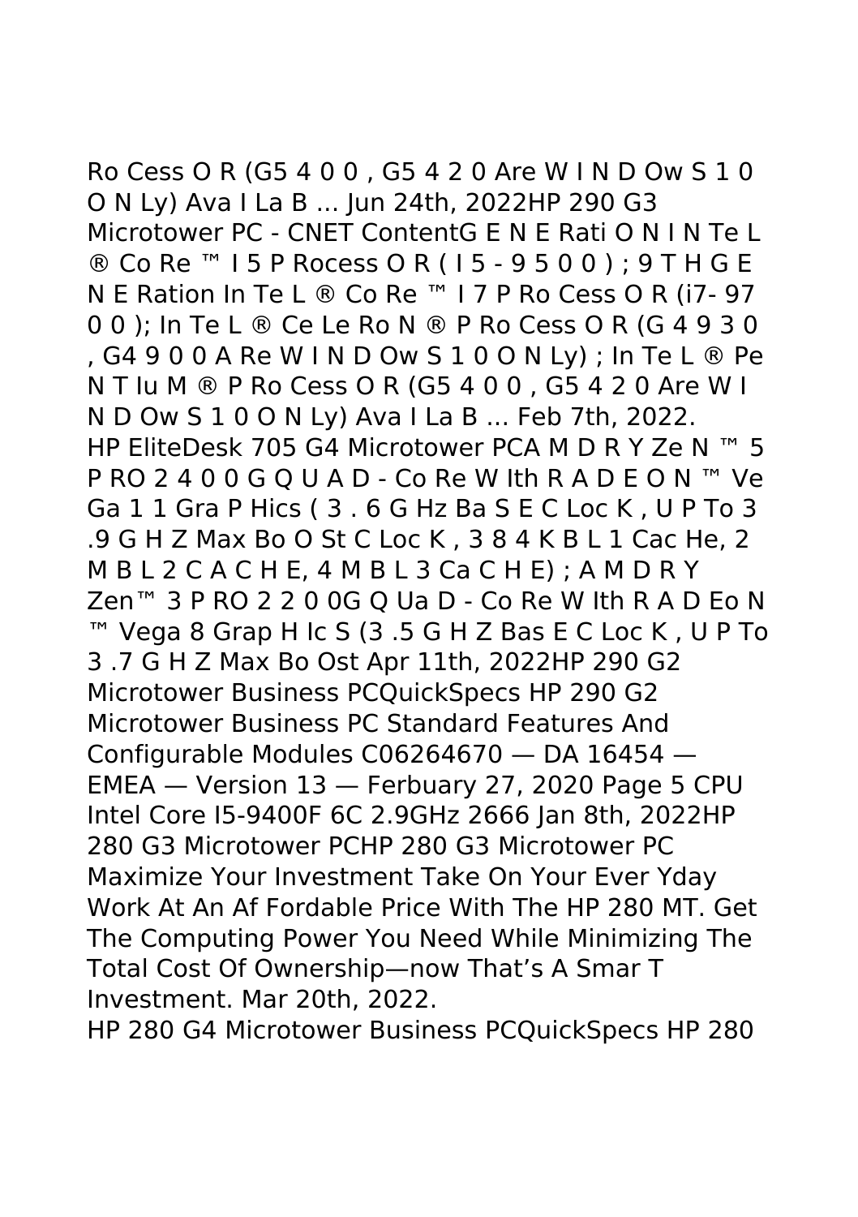Ro Cess O R (G5 4 0 0 , G5 4 2 0 Are W I N D Ow S 1 0 O N Ly) Ava I La B ... Jun 24th, 2022HP 290 G3 Microtower PC - CNET ContentG E N E Rati O N I N Te L ® Co Re ™ I 5 P Rocess O R ( I 5 - 9 5 0 0 ) ; 9 T H G E N E Ration In Te L ® Co Re ™ I 7 P Ro Cess O R (i7- 97 0 0 ); In Te L ® Ce Le Ro N ® P Ro Cess O R (G 4 9 3 0 , G4 9 0 0 A Re W I N D Ow S 1 0 O N Ly) ; In Te L ® Pe N T Iu M ® P Ro Cess O R (G5 4 0 0 , G5 4 2 0 Are W I N D Ow S 1 0 O N Ly) Ava I La B ... Feb 7th, 2022.

HP EliteDesk 705 G4 Microtower PCA M D R Y Ze N ™ 5 P RO 2 4 0 0 G Q U A D - Co Re W Ith R A D E O N ™ Ve Ga 1 1 Gra P Hics ( 3 . 6 G Hz Ba S E C Loc K , U P To 3 .9 G H Z Max Bo O St C Loc K , 3 8 4 K B L 1 Cac He, 2 M B L 2 C A C H E, 4 M B L 3 Ca C H E) ; A M D R Y Zen™ 3 P RO 2 2 0 0G Q Ua D - Co Re W Ith R A D Eo N ™ Vega 8 Grap H Ic S (3 .5 G H Z Bas E C Loc K , U P To 3 .7 G H Z Max Bo Ost Apr 11th, 2022HP 290 G2 Microtower Business PCQuickSpecs HP 290 G2 Microtower Business PC Standard Features And Configurable Modules C06264670 — DA 16454 — EMEA — Version 13 — Ferbuary 27, 2020 Page 5 CPU Intel Core I5-9400F 6C 2.9GHz 2666 Jan 8th, 2022HP 280 G3 Microtower PCHP 280 G3 Microtower PC Maximize Your Investment Take On Your Ever Yday Work At An Af Fordable Price With The HP 280 MT. Get The Computing Power You Need While Minimizing The Total Cost Of Ownership—now That's A Smar T Investment. Mar 20th, 2022.

HP 280 G4 Microtower Business PCQuickSpecs HP 280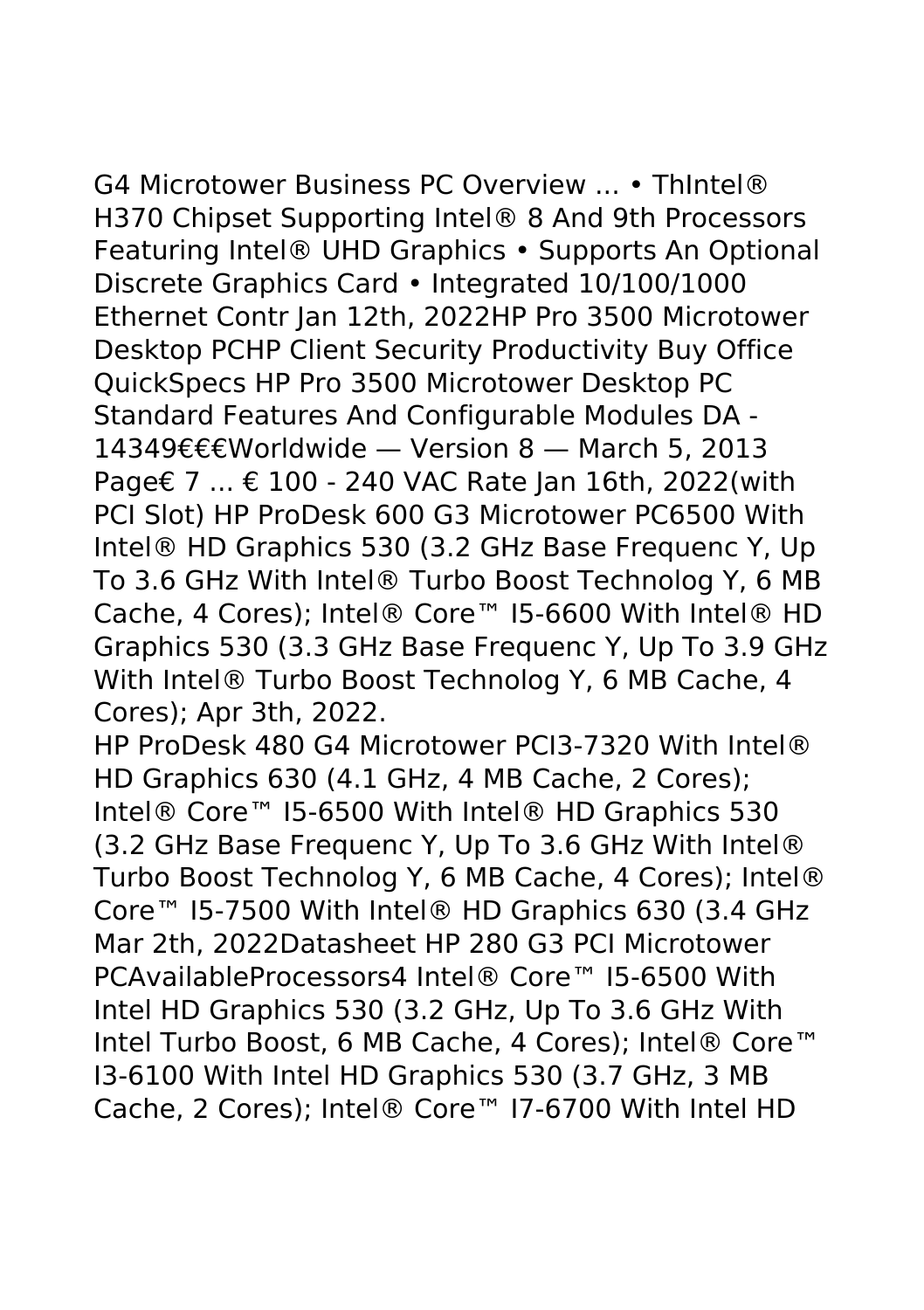G4 Microtower Business PC Overview ... • ThIntel® H370 Chipset Supporting Intel® 8 And 9th Processors Featuring Intel® UHD Graphics • Supports An Optional Discrete Graphics Card • Integrated 10/100/1000 Ethernet Contr Jan 12th, 2022HP Pro 3500 Microtower Desktop PCHP Client Security Productivity Buy Office QuickSpecs HP Pro 3500 Microtower Desktop PC Standard Features And Configurable Modules DA - 14349€€€Worldwide — Version 8 — March 5, 2013 Page€ 7 ... € 100 - 240 VAC Rate Jan 16th, 2022(with PCI Slot) HP ProDesk 600 G3 Microtower PC6500 With Intel® HD Graphics 530 (3.2 GHz Base Frequenc Y, Up To 3.6 GHz With Intel® Turbo Boost Technolog Y, 6 MB Cache, 4 Cores); Intel® Core™ I5-6600 With Intel® HD Graphics 530 (3.3 GHz Base Frequenc Y, Up To 3.9 GHz With Intel® Turbo Boost Technolog Y, 6 MB Cache, 4 Cores); Apr 3th, 2022.

HP ProDesk 480 G4 Microtower PCI3-7320 With Intel® HD Graphics 630 (4.1 GHz, 4 MB Cache, 2 Cores); Intel® Core™ I5-6500 With Intel® HD Graphics 530 (3.2 GHz Base Frequenc Y, Up To 3.6 GHz With Intel® Turbo Boost Technolog Y, 6 MB Cache, 4 Cores); Intel® Core™ I5-7500 With Intel® HD Graphics 630 (3.4 GHz Mar 2th, 2022Datasheet HP 280 G3 PCI Microtower PCAvailableProcessors4 Intel® Core™ I5-6500 With Intel HD Graphics 530 (3.2 GHz, Up To 3.6 GHz With Intel Turbo Boost, 6 MB Cache, 4 Cores); Intel® Core™ I3-6100 With Intel HD Graphics 530 (3.7 GHz, 3 MB Cache, 2 Cores); Intel® Core™ I7-6700 With Intel HD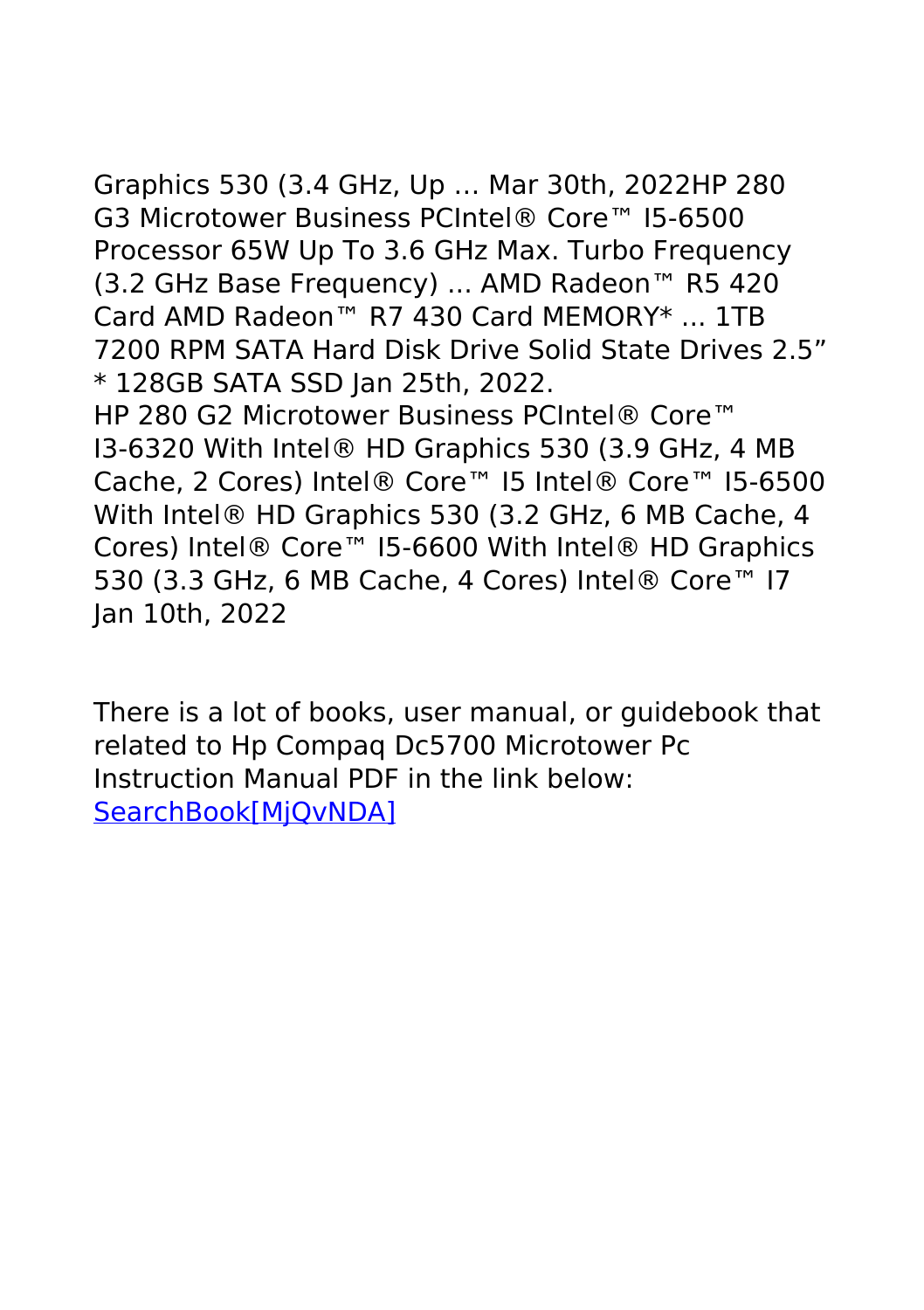Graphics 530 (3.4 GHz, Up … Mar 30th, 2022HP 280 G3 Microtower Business PCIntel® Core™ I5-6500 Processor 65W Up To 3.6 GHz Max. Turbo Frequency (3.2 GHz Base Frequency) ... AMD Radeon™ R5 420 Card AMD Radeon™ R7 430 Card MEMORY* ... 1TB 7200 RPM SATA Hard Disk Drive Solid State Drives 2.5" * 128GB SATA SSD Jan 25th, 2022.
HP 280 G2 Microtower Business PCIntel® Core™ I3-6320 With Intel® HD Graphics 530 (3.9 GHz, 4 MB Cache, 2 Cores) Intel® Core™ I5 Intel® Core™ I5-6500 With Intel® HD Graphics 530 (3.2 GHz, 6 MB Cache, 4 Cores) Intel® Core™ I5-6600 With Intel® HD Graphics 530 (3.3 GHz, 6 MB Cache, 4 Cores) Intel® Core™ I7 Jan 10th, 2022

There is a lot of books, user manual, or guidebook that related to Hp Compaq Dc5700 Microtower Pc Instruction Manual PDF in the link below:
[SearchBook[MjQvNDA]]